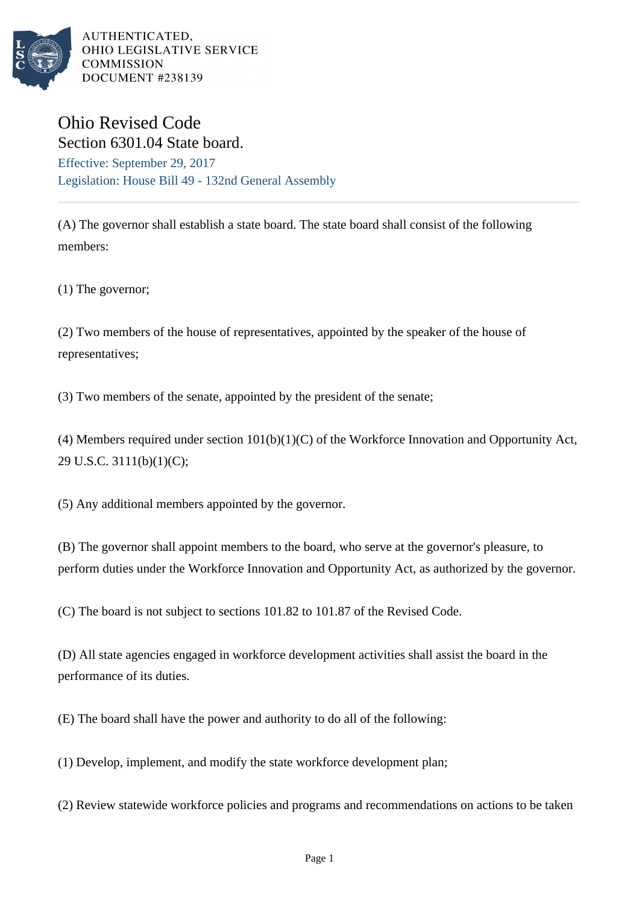AUTHENTICATED,
OHIO LEGISLATIVE SERVICE
COMMISSION
DOCUMENT #238139

# Ohio Revised Code

## Section 6301.04 State board.

Effective: September 29, 2017

Legislation: House Bill 49 - 132nd General Assembly

(A) The governor shall establish a state board. The state board shall consist of the following members:

(1) The governor;

(2) Two members of the house of representatives, appointed by the speaker of the house of representatives;

(3) Two members of the senate, appointed by the president of the senate;

(4) Members required under section 101(b)(1)(C) of the Workforce Innovation and Opportunity Act, 29 U.S.C. 3111(b)(1)(C);

(5) Any additional members appointed by the governor.

(B) The governor shall appoint members to the board, who serve at the governor's pleasure, to perform duties under the Workforce Innovation and Opportunity Act, as authorized by the governor.

(C) The board is not subject to sections 101.82 to 101.87 of the Revised Code.

(D) All state agencies engaged in workforce development activities shall assist the board in the performance of its duties.

(E) The board shall have the power and authority to do all of the following:

(1) Develop, implement, and modify the state workforce development plan;

(2) Review statewide workforce policies and programs and recommendations on actions to be taken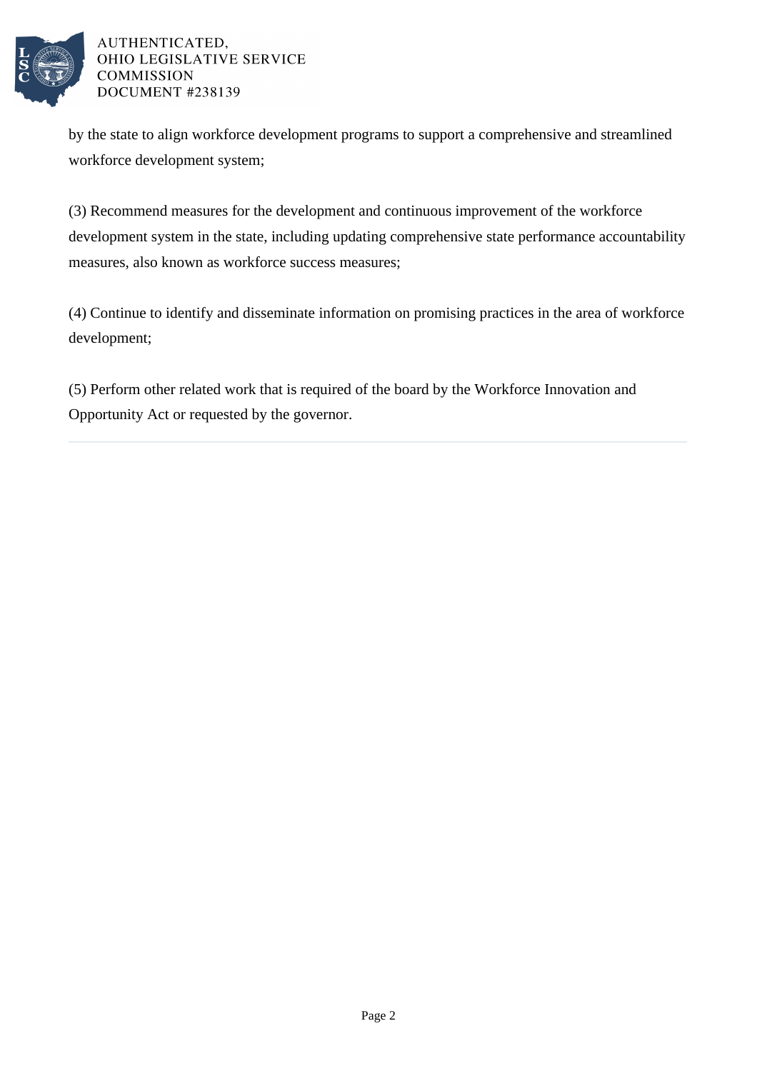by the state to align workforce development programs to support a comprehensive and streamlined workforce development system;

(3) Recommend measures for the development and continuous improvement of the workforce development system in the state, including updating comprehensive state performance accountability measures, also known as workforce success measures;

(4) Continue to identify and disseminate information on promising practices in the area of workforce development;

(5) Perform other related work that is required of the board by the Workforce Innovation and Opportunity Act or requested by the governor.

---